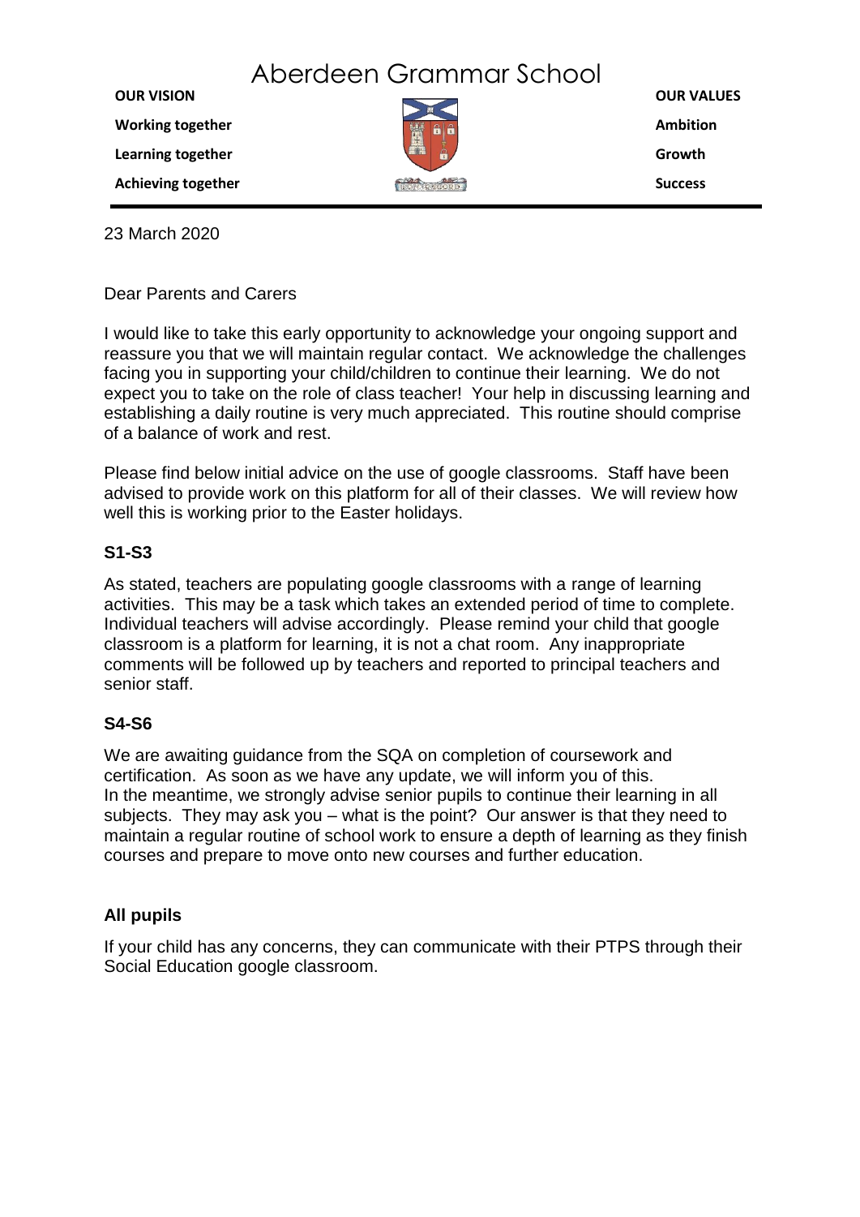# Aberdeen Grammar School

| OUR VISION | OUR VALUES |
| --- | --- |
| Working together | Ambition |
| Learning together | Growth |
| Achieving together | Success |

23 March 2020

Dear Parents and Carers

I would like to take this early opportunity to acknowledge your ongoing support and reassure you that we will maintain regular contact. We acknowledge the challenges facing you in supporting your child/children to continue their learning. We do not expect you to take on the role of class teacher! Your help in discussing learning and establishing a daily routine is very much appreciated. This routine should comprise of a balance of work and rest.

Please find below initial advice on the use of google classrooms. Staff have been advised to provide work on this platform for all of their classes. We will review how well this is working prior to the Easter holidays.

**S1-S3**

As stated, teachers are populating google classrooms with a range of learning activities. This may be a task which takes an extended period of time to complete. Individual teachers will advise accordingly. Please remind your child that google classroom is a platform for learning, it is not a chat room. Any inappropriate comments will be followed up by teachers and reported to principal teachers and senior staff.

**S4-S6**

We are awaiting guidance from the SQA on completion of coursework and certification. As soon as we have any update, we will inform you of this.
In the meantime, we strongly advise senior pupils to continue their learning in all subjects. They may ask you – what is the point? Our answer is that they need to maintain a regular routine of school work to ensure a depth of learning as they finish courses and prepare to move onto new courses and further education.

**All pupils**

If your child has any concerns, they can communicate with their PTPS through their Social Education google classroom.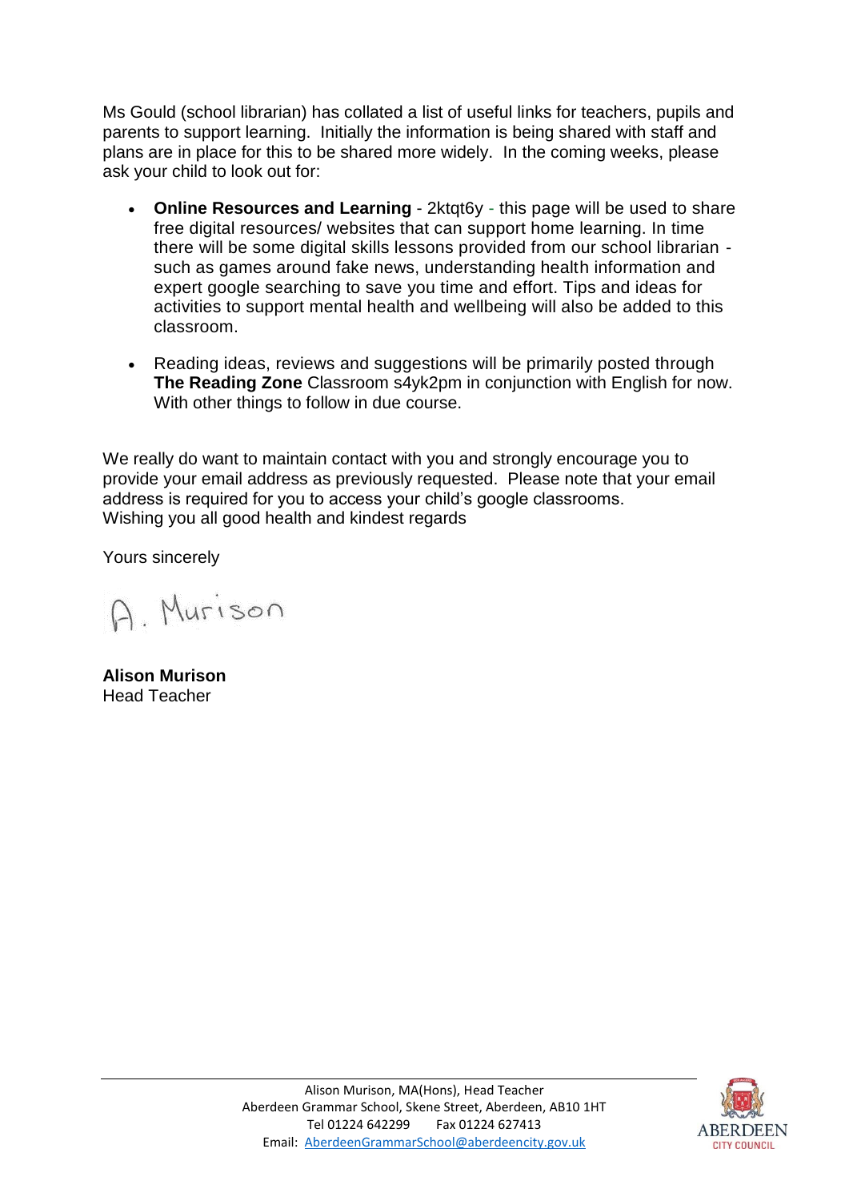Ms Gould (school librarian) has collated a list of useful links for teachers, pupils and parents to support learning. Initially the information is being shared with staff and plans are in place for this to be shared more widely. In the coming weeks, please ask your child to look out for:

- **Online Resources and Learning** - 2ktqt6y - this page will be used to share free digital resources/ websites that can support home learning. In time there will be some digital skills lessons provided from our school librarian - such as games around fake news, understanding health information and expert google searching to save you time and effort. Tips and ideas for activities to support mental health and wellbeing will also be added to this classroom.
- Reading ideas, reviews and suggestions will be primarily posted through **The Reading Zone** Classroom s4yk2pm in conjunction with English for now. With other things to follow in due course.

We really do want to maintain contact with you and strongly encourage you to provide your email address as previously requested. Please note that your email address is required for you to access your child's google classrooms.
Wishing you all good health and kindest regards

Yours sincerely

A. Murison

**Alison Murison**
Head Teacher

Alison Murison, MA(Hons), Head Teacher
Aberdeen Grammar School, Skene Street, Aberdeen, AB10 1HT
Tel 01224 642299 Fax 01224 627413
Email: AberdeenGrammarSchool@aberdeencity.gov.uk

ABERDEEN CITY COUNCIL